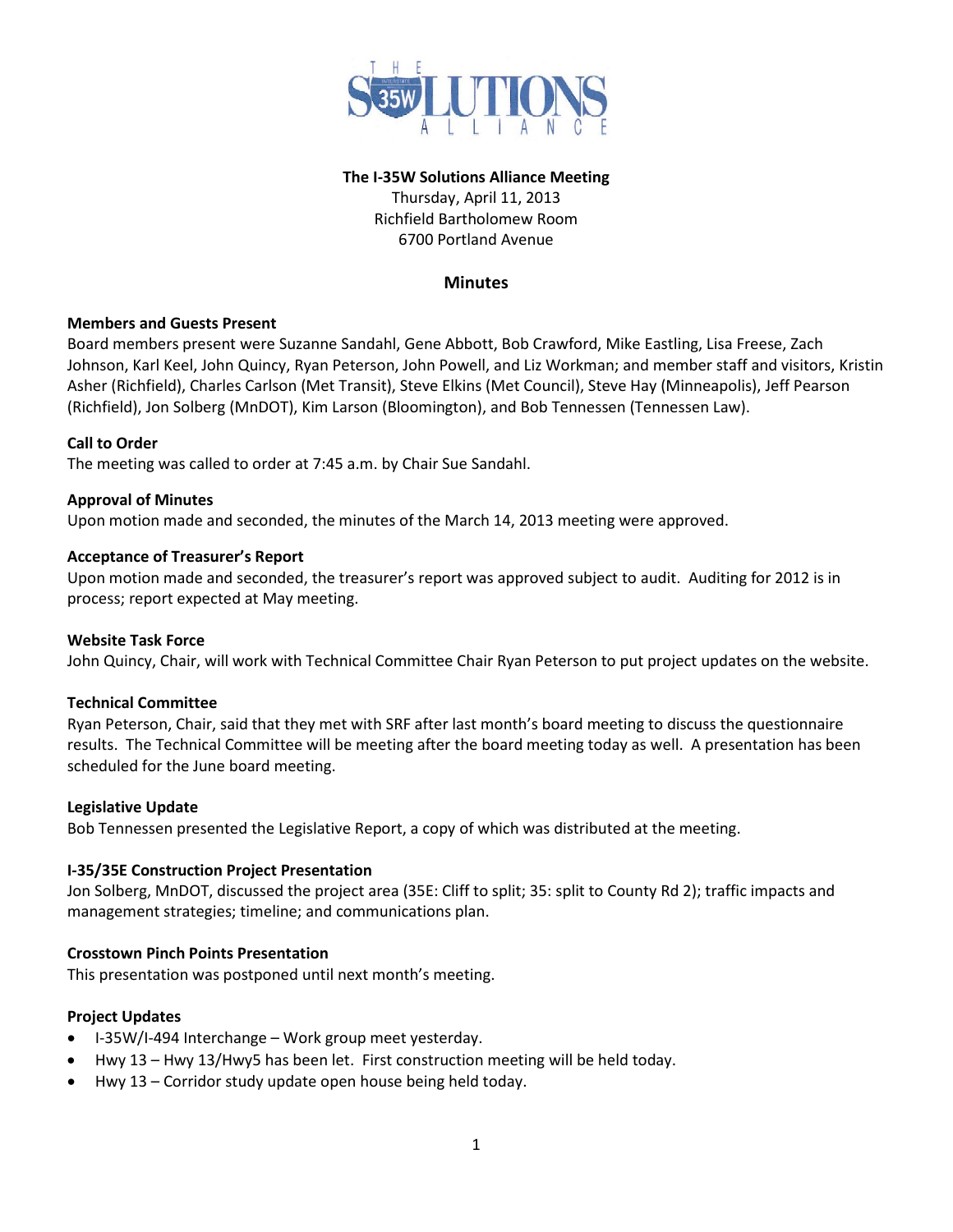**The I-35W Solutions Alliance Meeting**

Thursday, April 11, 2013
Richfield Bartholomew Room
6700 Portland Avenue

## Minutes

### Members and Guests Present

Board members present were Suzanne Sandahl, Gene Abbott, Bob Crawford, Mike Eastling, Lisa Freese, Zach Johnson, Karl Keel, John Quincy, Ryan Peterson, John Powell, and Liz Workman; and member staff and visitors, Kristin Asher (Richfield), Charles Carlson (Met Transit), Steve Elkins (Met Council), Steve Hay (Minneapolis), Jeff Pearson (Richfield), Jon Solberg (MnDOT), Kim Larson (Bloomington), and Bob Tennessen (Tennessen Law).

### Call to Order

The meeting was called to order at 7:45 a.m. by Chair Sue Sandahl.

### Approval of Minutes

Upon motion made and seconded, the minutes of the March 14, 2013 meeting were approved.

### Acceptance of Treasurer's Report

Upon motion made and seconded, the treasurer's report was approved subject to audit. Auditing for 2012 is in process; report expected at May meeting.

### Website Task Force

John Quincy, Chair, will work with Technical Committee Chair Ryan Peterson to put project updates on the website.

### Technical Committee

Ryan Peterson, Chair, said that they met with SRF after last month's board meeting to discuss the questionnaire results. The Technical Committee will be meeting after the board meeting today as well. A presentation has been scheduled for the June board meeting.

### Legislative Update

Bob Tennessen presented the Legislative Report, a copy of which was distributed at the meeting.

### I-35/35E Construction Project Presentation

Jon Solberg, MnDOT, discussed the project area (35E: Cliff to split; 35: split to County Rd 2); traffic impacts and management strategies; timeline; and communications plan.

### Crosstown Pinch Points Presentation

This presentation was postponed until next month's meeting.

### Project Updates

- I-35W/I-494 Interchange – Work group meet yesterday.
- Hwy 13 – Hwy 13/Hwy5 has been let. First construction meeting will be held today.
- Hwy 13 – Corridor study update open house being held today.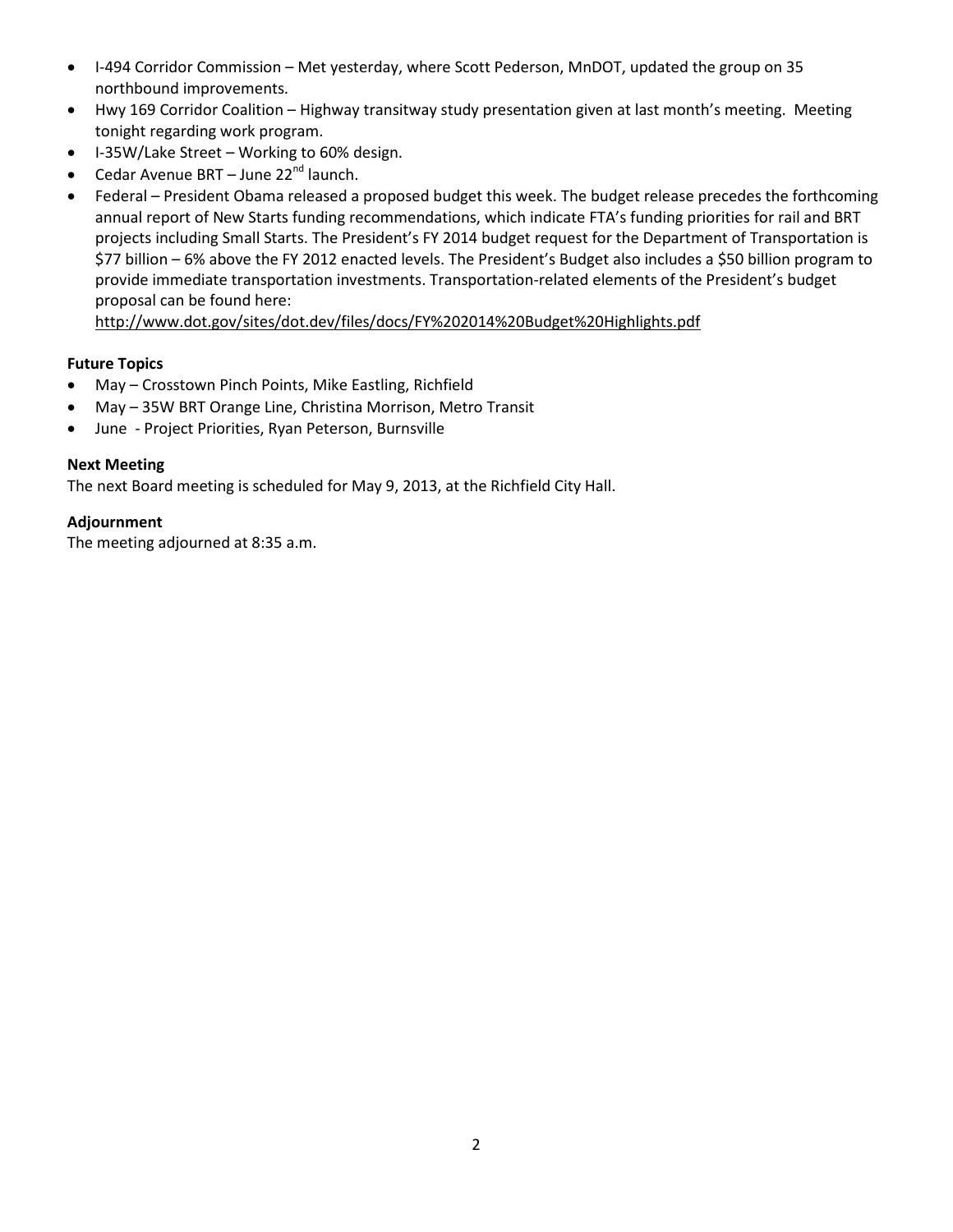- I-494 Corridor Commission – Met yesterday, where Scott Pederson, MnDOT, updated the group on 35 northbound improvements.
- Hwy 169 Corridor Coalition – Highway transitway study presentation given at last month's meeting. Meeting tonight regarding work program.
- I-35W/Lake Street – Working to 60% design.
- Cedar Avenue BRT – June 22nd launch.
- Federal – President Obama released a proposed budget this week. The budget release precedes the forthcoming annual report of New Starts funding recommendations, which indicate FTA's funding priorities for rail and BRT projects including Small Starts. The President's FY 2014 budget request for the Department of Transportation is $77 billion – 6% above the FY 2012 enacted levels. The President's Budget also includes a $50 billion program to provide immediate transportation investments. Transportation-related elements of the President's budget proposal can be found here:
  http://www.dot.gov/sites/dot.dev/files/docs/FY%202014%20Budget%20Highlights.pdf

**Future Topics**

- May – Crosstown Pinch Points, Mike Eastling, Richfield
- May – 35W BRT Orange Line, Christina Morrison, Metro Transit
- June - Project Priorities, Ryan Peterson, Burnsville

**Next Meeting**

The next Board meeting is scheduled for May 9, 2013, at the Richfield City Hall.

**Adjournment**

The meeting adjourned at 8:35 a.m.